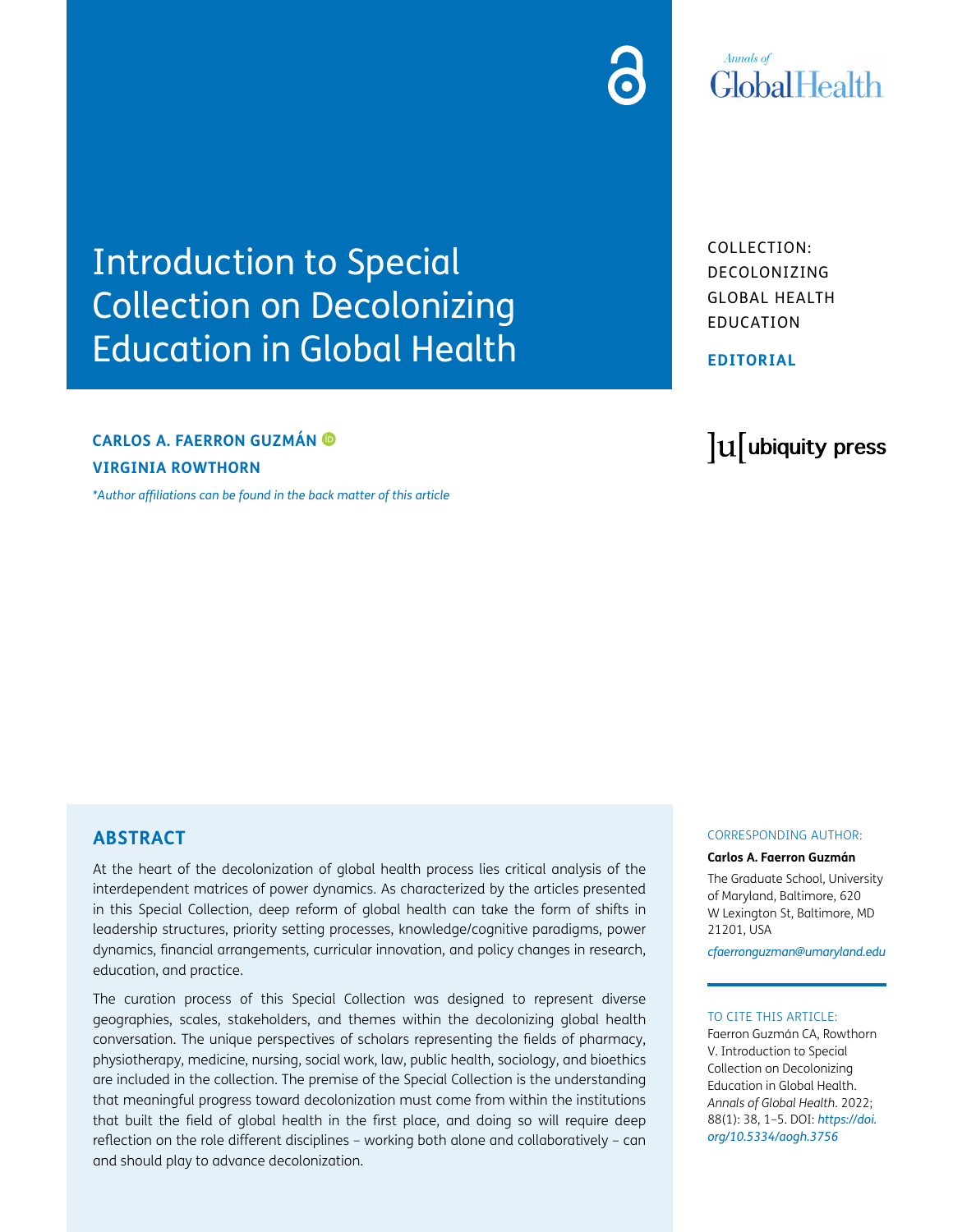# Introduction to Special Collection on Decolonizing Education in Global Health

COLLECTION: DECOLONIZING GLOBAL HEALTH EDUCATION

**EDITORIAL**

**CARLOS A. FAERRON GUZMÁN**

**VIRGINIA ROWTHORN**

*\*Author affiliations can be found in the back matter of this article*

## ABSTRACT

At the heart of the decolonization of global health process lies critical analysis of the interdependent matrices of power dynamics. As characterized by the articles presented in this Special Collection, deep reform of global health can take the form of shifts in leadership structures, priority setting processes, knowledge/cognitive paradigms, power dynamics, financial arrangements, curricular innovation, and policy changes in research, education, and practice.

The curation process of this Special Collection was designed to represent diverse geographies, scales, stakeholders, and themes within the decolonizing global health conversation. The unique perspectives of scholars representing the fields of pharmacy, physiotherapy, medicine, nursing, social work, law, public health, sociology, and bioethics are included in the collection. The premise of the Special Collection is the understanding that meaningful progress toward decolonization must come from within the institutions that built the field of global health in the first place, and doing so will require deep reflection on the role different disciplines – working both alone and collaboratively – can and should play to advance decolonization.

CORRESPONDING AUTHOR:

**Carlos A. Faerron Guzmán**

The Graduate School, University of Maryland, Baltimore, 620 W Lexington St, Baltimore, MD 21201, USA

*cfaerronguzman@umaryland.edu*

TO CITE THIS ARTICLE:

Faerron Guzmán CA, Rowthorn V. Introduction to Special Collection on Decolonizing Education in Global Health. *Annals of Global Health*. 2022; 88(1): 38, 1–5. DOI: *https://doi.org/10.5334/aogh.3756*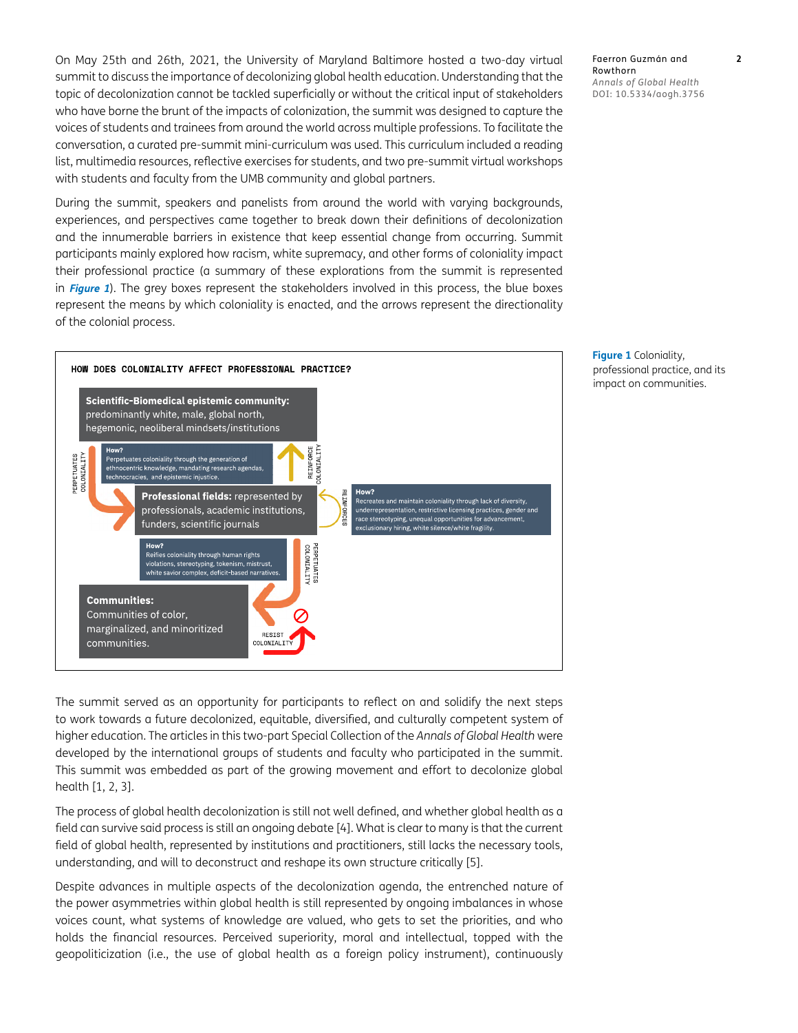On May 25th and 26th, 2021, the University of Maryland Baltimore hosted a two-day virtual summit to discuss the importance of decolonizing global health education. Understanding that the topic of decolonization cannot be tackled superficially or without the critical input of stakeholders who have borne the brunt of the impacts of colonization, the summit was designed to capture the voices of students and trainees from around the world across multiple professions. To facilitate the conversation, a curated pre-summit mini-curriculum was used. This curriculum included a reading list, multimedia resources, reflective exercises for students, and two pre-summit virtual workshops with students and faculty from the UMB community and global partners.

During the summit, speakers and panelists from around the world with varying backgrounds, experiences, and perspectives came together to break down their definitions of decolonization and the innumerable barriers in existence that keep essential change from occurring. Summit participants mainly explored how racism, white supremacy, and other forms of coloniality impact their professional practice (a summary of these explorations from the summit is represented in ***Figure 1***). The grey boxes represent the stakeholders involved in this process, the blue boxes represent the means by which coloniality is enacted, and the arrows represent the directionality of the colonial process.

**HOW DOES COLONIALITY AFFECT PROFESSIONAL PRACTICE?**

**Scientific-Biomedical epistemic community:** predominantly white, male, global north, hegemonic, neoliberal mindsets/institutions

PERPETUATES COLONIALITY

**How?** Perpetuates coloniality through the generation of ethnocentric knowledge, mandating research agendas, technocracies, and epistemic injustice.

REINFORCE COLONIALITY

**Professional fields:** represented by professionals, academic institutions, funders, scientific journals

REINFORCES

**How?** Recreates and maintain coloniality through lack of diversity, underrepresentation, restrictive licensing practices, gender and race stereotyping, unequal opportunities for advancement, exclusionary hiring, white silence/white fragility.

**How?** Reifies coloniality through human rights violations, stereotyping, tokenism, mistrust, white savior complex, deficit-based narratives.

PERPETUATES COLONIALITY

**Communities:** Communities of color, marginalized, and minoritized communities.

RESIST COLONIALITY

**Figure 1** Coloniality, professional practice, and its impact on communities.

The summit served as an opportunity for participants to reflect on and solidify the next steps to work towards a future decolonized, equitable, diversified, and culturally competent system of higher education. The articles in this two-part Special Collection of the *Annals of Global Health* were developed by the international groups of students and faculty who participated in the summit. This summit was embedded as part of the growing movement and effort to decolonize global health [1, 2, 3].

The process of global health decolonization is still not well defined, and whether global health as a field can survive said process is still an ongoing debate [4]. What is clear to many is that the current field of global health, represented by institutions and practitioners, still lacks the necessary tools, understanding, and will to deconstruct and reshape its own structure critically [5].

Despite advances in multiple aspects of the decolonization agenda, the entrenched nature of the power asymmetries within global health is still represented by ongoing imbalances in whose voices count, what systems of knowledge are valued, who gets to set the priorities, and who holds the financial resources. Perceived superiority, moral and intellectual, topped with the geopoliticization (i.e., the use of global health as a foreign policy instrument), continuously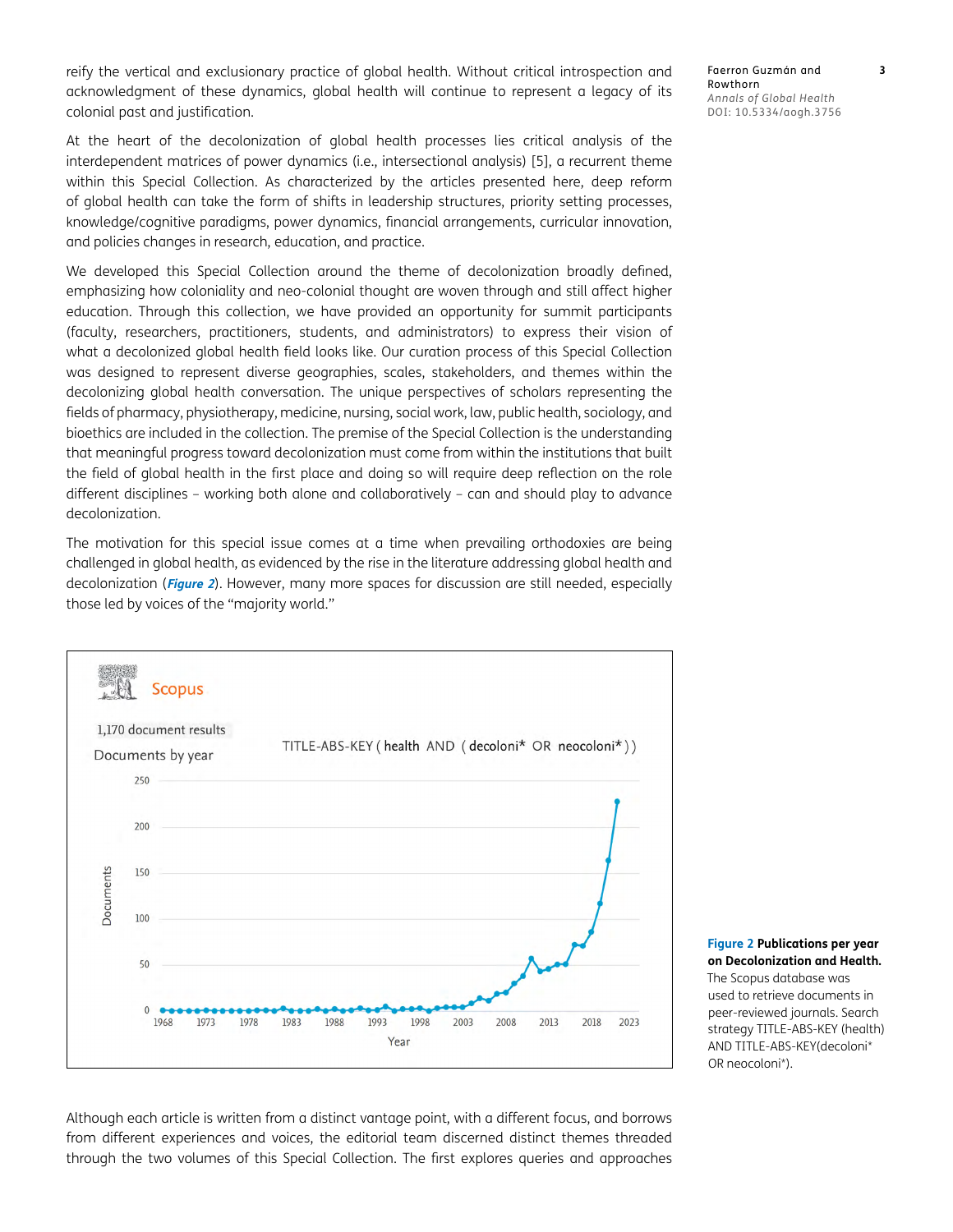reify the vertical and exclusionary practice of global health. Without critical introspection and acknowledgment of these dynamics, global health will continue to represent a legacy of its colonial past and justification.

At the heart of the decolonization of global health processes lies critical analysis of the interdependent matrices of power dynamics (i.e., intersectional analysis) [5], a recurrent theme within this Special Collection. As characterized by the articles presented here, deep reform of global health can take the form of shifts in leadership structures, priority setting processes, knowledge/cognitive paradigms, power dynamics, financial arrangements, curricular innovation, and policies changes in research, education, and practice.

We developed this Special Collection around the theme of decolonization broadly defined, emphasizing how coloniality and neo-colonial thought are woven through and still affect higher education. Through this collection, we have provided an opportunity for summit participants (faculty, researchers, practitioners, students, and administrators) to express their vision of what a decolonized global health field looks like. Our curation process of this Special Collection was designed to represent diverse geographies, scales, stakeholders, and themes within the decolonizing global health conversation. The unique perspectives of scholars representing the fields of pharmacy, physiotherapy, medicine, nursing, social work, law, public health, sociology, and bioethics are included in the collection. The premise of the Special Collection is the understanding that meaningful progress toward decolonization must come from within the institutions that built the field of global health in the first place and doing so will require deep reflection on the role different disciplines – working both alone and collaboratively – can and should play to advance decolonization.

The motivation for this special issue comes at a time when prevailing orthodoxies are being challenged in global health, as evidenced by the rise in the literature addressing global health and decolonization (*Figure 2*). However, many more spaces for discussion are still needed, especially those led by voices of the "majority world."

**Figure 2 Publications per year on Decolonization and Health.** The Scopus database was used to retrieve documents in peer-reviewed journals. Search strategy TITLE-ABS-KEY (health) AND TITLE-ABS-KEY(decoloni* OR neocoloni*).

Although each article is written from a distinct vantage point, with a different focus, and borrows from different experiences and voices, the editorial team discerned distinct themes threaded through the two volumes of this Special Collection. The first explores queries and approaches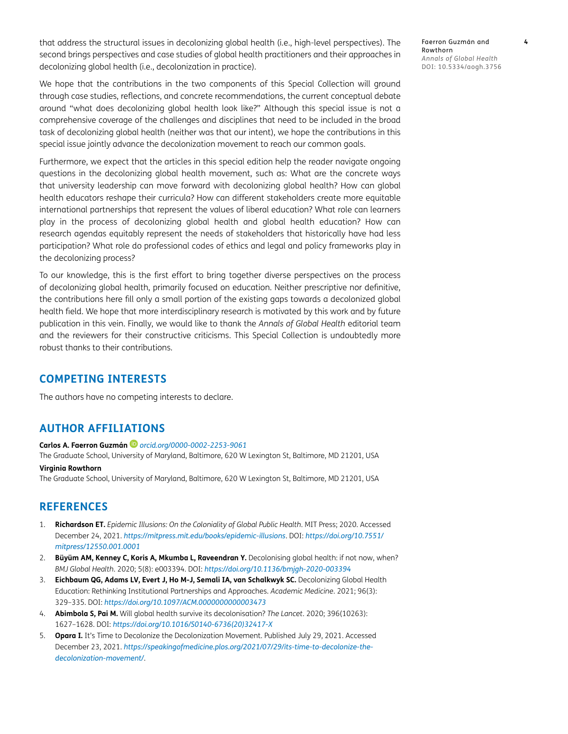that address the structural issues in decolonizing global health (i.e., high-level perspectives). The second brings perspectives and case studies of global health practitioners and their approaches in decolonizing global health (i.e., decolonization in practice).

We hope that the contributions in the two components of this Special Collection will ground through case studies, reflections, and concrete recommendations, the current conceptual debate around "what does decolonizing global health look like?" Although this special issue is not a comprehensive coverage of the challenges and disciplines that need to be included in the broad task of decolonizing global health (neither was that our intent), we hope the contributions in this special issue jointly advance the decolonization movement to reach our common goals.

Furthermore, we expect that the articles in this special edition help the reader navigate ongoing questions in the decolonizing global health movement, such as: What are the concrete ways that university leadership can move forward with decolonizing global health? How can global health educators reshape their curricula? How can different stakeholders create more equitable international partnerships that represent the values of liberal education? What role can learners play in the process of decolonizing global health and global health education? How can research agendas equitably represent the needs of stakeholders that historically have had less participation? What role do professional codes of ethics and legal and policy frameworks play in the decolonizing process?

To our knowledge, this is the first effort to bring together diverse perspectives on the process of decolonizing global health, primarily focused on education. Neither prescriptive nor definitive, the contributions here fill only a small portion of the existing gaps towards a decolonized global health field. We hope that more interdisciplinary research is motivated by this work and by future publication in this vein. Finally, we would like to thank the *Annals of Global Health* editorial team and the reviewers for their constructive criticisms. This Special Collection is undoubtedly more robust thanks to their contributions.

## COMPETING INTERESTS

The authors have no competing interests to declare.

## AUTHOR AFFILIATIONS

**Carlos A. Faerron Guzmán** *orcid.org/0000-0002-2253-9061*
The Graduate School, University of Maryland, Baltimore, 620 W Lexington St, Baltimore, MD 21201, USA

**Virginia Rowthorn**
The Graduate School, University of Maryland, Baltimore, 620 W Lexington St, Baltimore, MD 21201, USA

## REFERENCES

1. **Richardson ET.** *Epidemic Illusions: On the Coloniality of Global Public Health*. MIT Press; 2020. Accessed December 24, 2021. *https://mitpress.mit.edu/books/epidemic-illusions*. DOI: *https://doi.org/10.7551/mitpress/12550.001.0001*
2. **Büyüm AM, Kenney C, Koris A, Mkumba L, Raveendran Y.** Decolonising global health: if not now, when? *BMJ Global Health*. 2020; 5(8): e003394. DOI: *https://doi.org/10.1136/bmjgh-2020-003394*
3. **Eichbaum QG, Adams LV, Evert J, Ho M-J, Semali IA, van Schalkwyk SC.** Decolonizing Global Health Education: Rethinking Institutional Partnerships and Approaches. *Academic Medicine*. 2021; 96(3): 329–335. DOI: *https://doi.org/10.1097/ACM.0000000000003473*
4. **Abimbola S, Pai M.** Will global health survive its decolonisation? *The Lancet*. 2020; 396(10263): 1627–1628. DOI: *https://doi.org/10.1016/S0140-6736(20)32417-X*
5. **Opara I.** It's Time to Decolonize the Decolonization Movement. Published July 29, 2021. Accessed December 23, 2021. *https://speakingofmedicine.plos.org/2021/07/29/its-time-to-decolonize-the-decolonization-movement/*.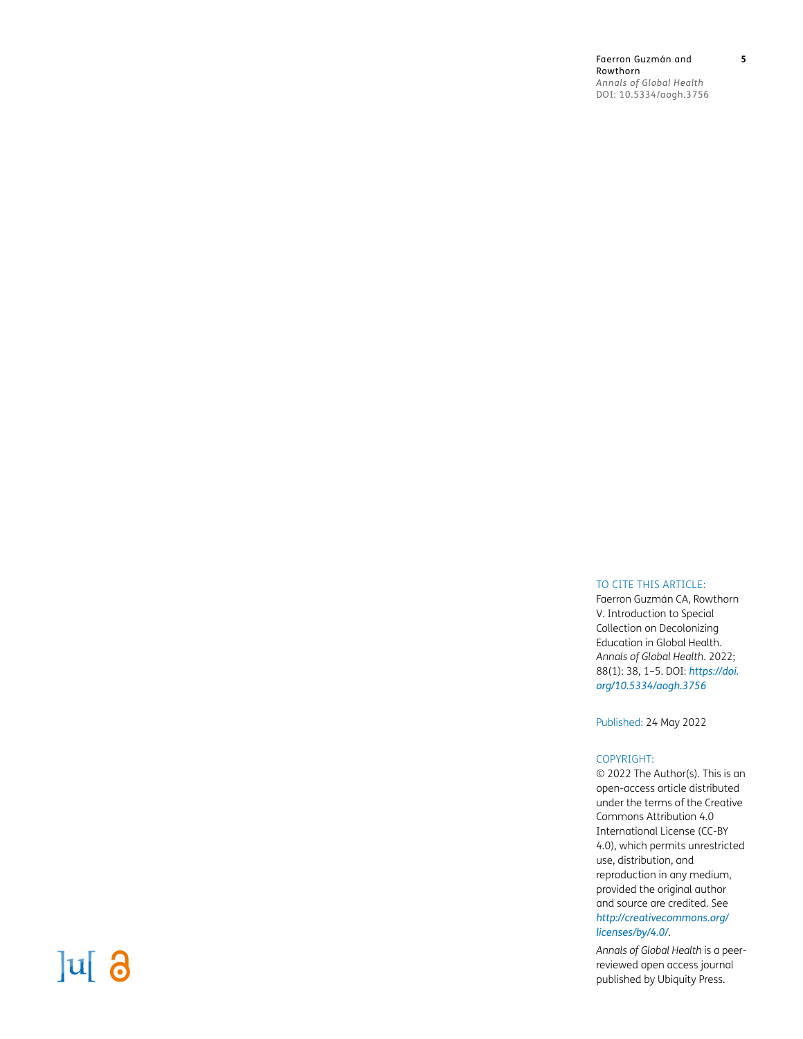TO CITE THIS ARTICLE:

Faerron Guzmán CA, Rowthorn V. Introduction to Special Collection on Decolonizing Education in Global Health. *Annals of Global Health*. 2022; 88(1): 38, 1–5. DOI: *https://doi.org/10.5334/aogh.3756*

Published: 24 May 2022

COPYRIGHT:

© 2022 The Author(s). This is an open-access article distributed under the terms of the Creative Commons Attribution 4.0 International License (CC-BY 4.0), which permits unrestricted use, distribution, and reproduction in any medium, provided the original author and source are credited. See *http://creativecommons.org/licenses/by/4.0/*.

*Annals of Global Health* is a peer-reviewed open access journal published by Ubiquity Press.